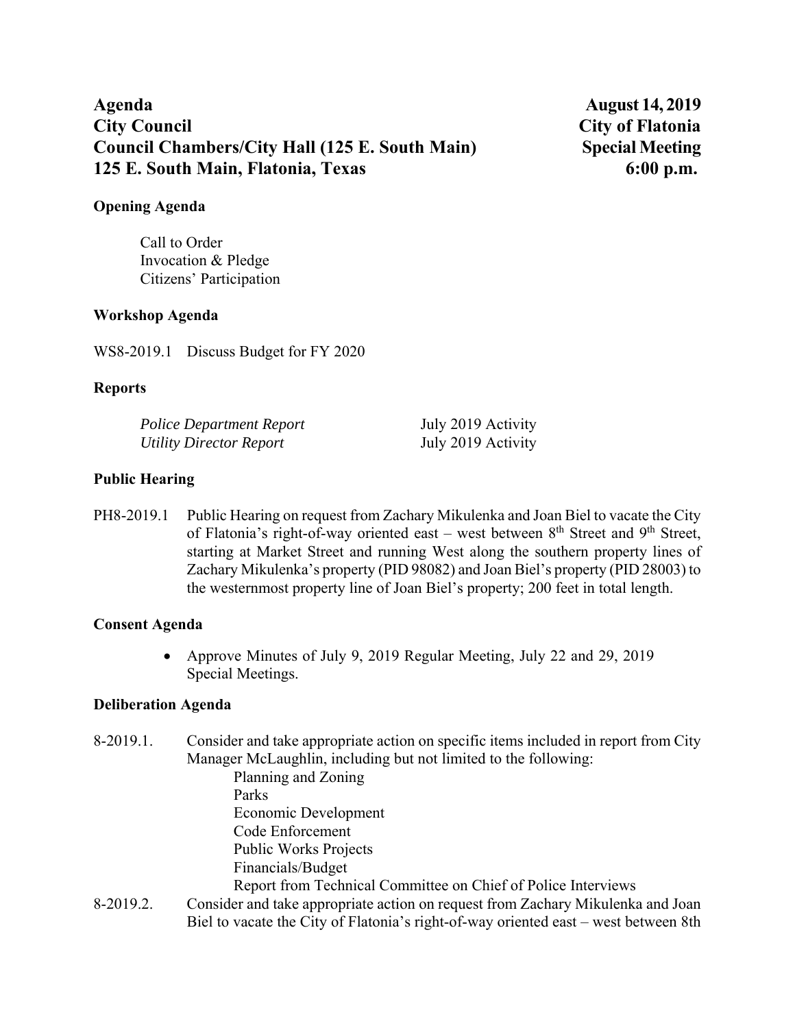**Agenda** **August 14, 2019**
**City Council** **City of Flatonia**
**Council Chambers/City Hall (125 E. South Main)** **Special Meeting**
**125 E. South Main, Flatonia, Texas** **6:00 p.m.**

**Opening Agenda**

Call to Order
Invocation & Pledge
Citizens' Participation

**Workshop Agenda**

WS8-2019.1 Discuss Budget for FY 2020

**Reports**

*Police Department Report* July 2019 Activity
*Utility Director Report* July 2019 Activity

**Public Hearing**

PH8-2019.1 Public Hearing on request from Zachary Mikulenka and Joan Biel to vacate the City of Flatonia's right-of-way oriented east – west between 8th Street and 9th Street, starting at Market Street and running West along the southern property lines of Zachary Mikulenka's property (PID 98082) and Joan Biel's property (PID 28003) to the westernmost property line of Joan Biel's property; 200 feet in total length.

**Consent Agenda**

- Approve Minutes of July 9, 2019 Regular Meeting, July 22 and 29, 2019 Special Meetings.

**Deliberation Agenda**

8-2019.1. Consider and take appropriate action on specific items included in report from City Manager McLaughlin, including but not limited to the following:
Planning and Zoning
Parks
Economic Development
Code Enforcement
Public Works Projects
Financials/Budget
Report from Technical Committee on Chief of Police Interviews

8-2019.2. Consider and take appropriate action on request from Zachary Mikulenka and Joan Biel to vacate the City of Flatonia's right-of-way oriented east – west between 8th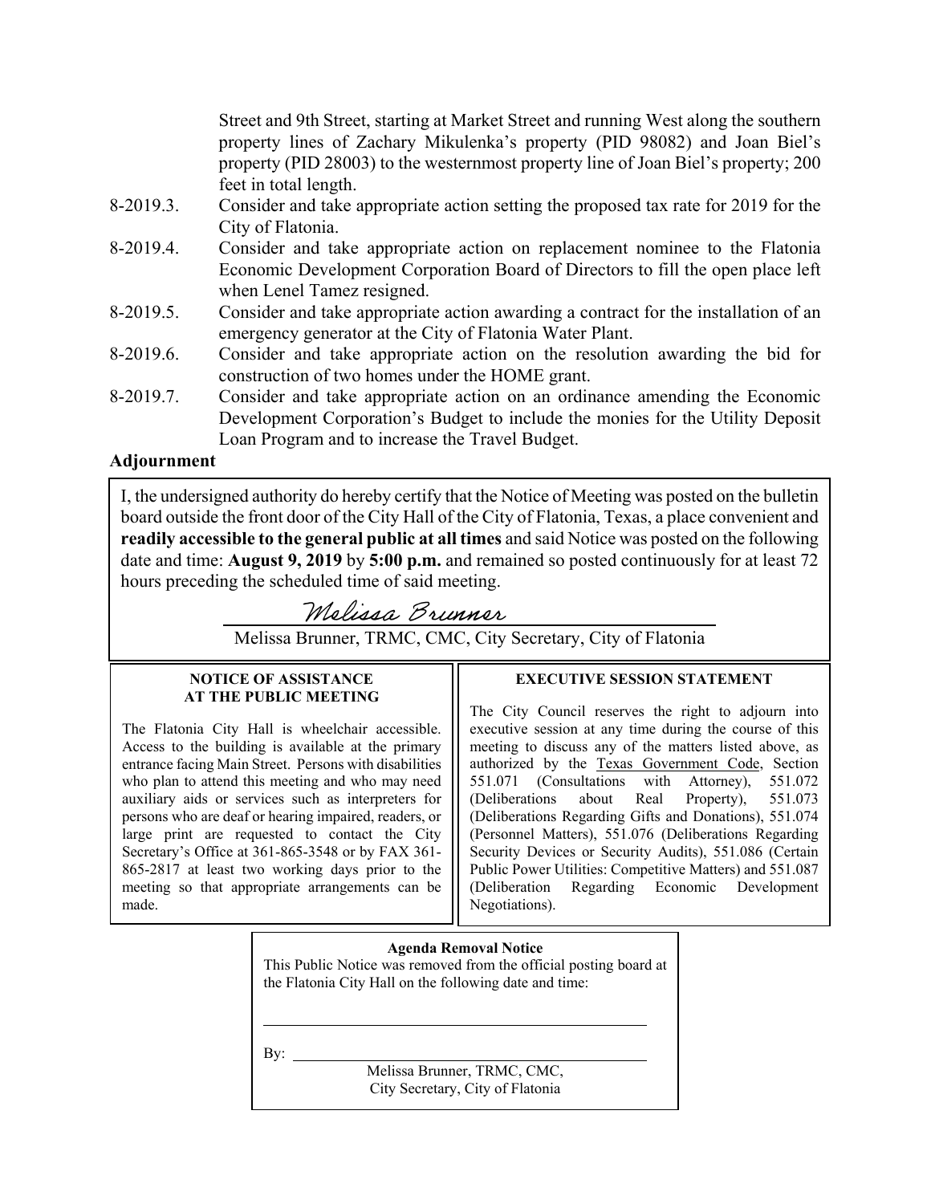Street and 9th Street, starting at Market Street and running West along the southern property lines of Zachary Mikulenka's property (PID 98082) and Joan Biel's property (PID 28003) to the westernmost property line of Joan Biel's property; 200 feet in total length.

8-2019.3. Consider and take appropriate action setting the proposed tax rate for 2019 for the City of Flatonia.

8-2019.4. Consider and take appropriate action on replacement nominee to the Flatonia Economic Development Corporation Board of Directors to fill the open place left when Lenel Tamez resigned.

8-2019.5. Consider and take appropriate action awarding a contract for the installation of an emergency generator at the City of Flatonia Water Plant.

8-2019.6. Consider and take appropriate action on the resolution awarding the bid for construction of two homes under the HOME grant.

8-2019.7. Consider and take appropriate action on an ordinance amending the Economic Development Corporation's Budget to include the monies for the Utility Deposit Loan Program and to increase the Travel Budget.

**Adjournment**

I, the undersigned authority do hereby certify that the Notice of Meeting was posted on the bulletin board outside the front door of the City Hall of the City of Flatonia, Texas, a place convenient and **readily accessible to the general public at all times** and said Notice was posted on the following date and time: **August 9, 2019** by **5:00 p.m.** and remained so posted continuously for at least 72 hours preceding the scheduled time of said meeting.

*Melissa Brunner*

Melissa Brunner, TRMC, CMC, City Secretary, City of Flatonia

**NOTICE OF ASSISTANCE AT THE PUBLIC MEETING**

The Flatonia City Hall is wheelchair accessible. Access to the building is available at the primary entrance facing Main Street. Persons with disabilities who plan to attend this meeting and who may need auxiliary aids or services such as interpreters for persons who are deaf or hearing impaired, readers, or large print are requested to contact the City Secretary's Office at 361-865-3548 or by FAX 361-865-2817 at least two working days prior to the meeting so that appropriate arrangements can be made.

**EXECUTIVE SESSION STATEMENT**

The City Council reserves the right to adjourn into executive session at any time during the course of this meeting to discuss any of the matters listed above, as authorized by the Texas Government Code, Section 551.071 (Consultations with Attorney), 551.072 (Deliberations about Real Property), 551.073 (Deliberations Regarding Gifts and Donations), 551.074 (Personnel Matters), 551.076 (Deliberations Regarding Security Devices or Security Audits), 551.086 (Certain Public Power Utilities: Competitive Matters) and 551.087 (Deliberation Regarding Economic Development Negotiations).

**Agenda Removal Notice**

This Public Notice was removed from the official posting board at the Flatonia City Hall on the following date and time:

______________________________

By: ______________________________

Melissa Brunner, TRMC, CMC,
City Secretary, City of Flatonia